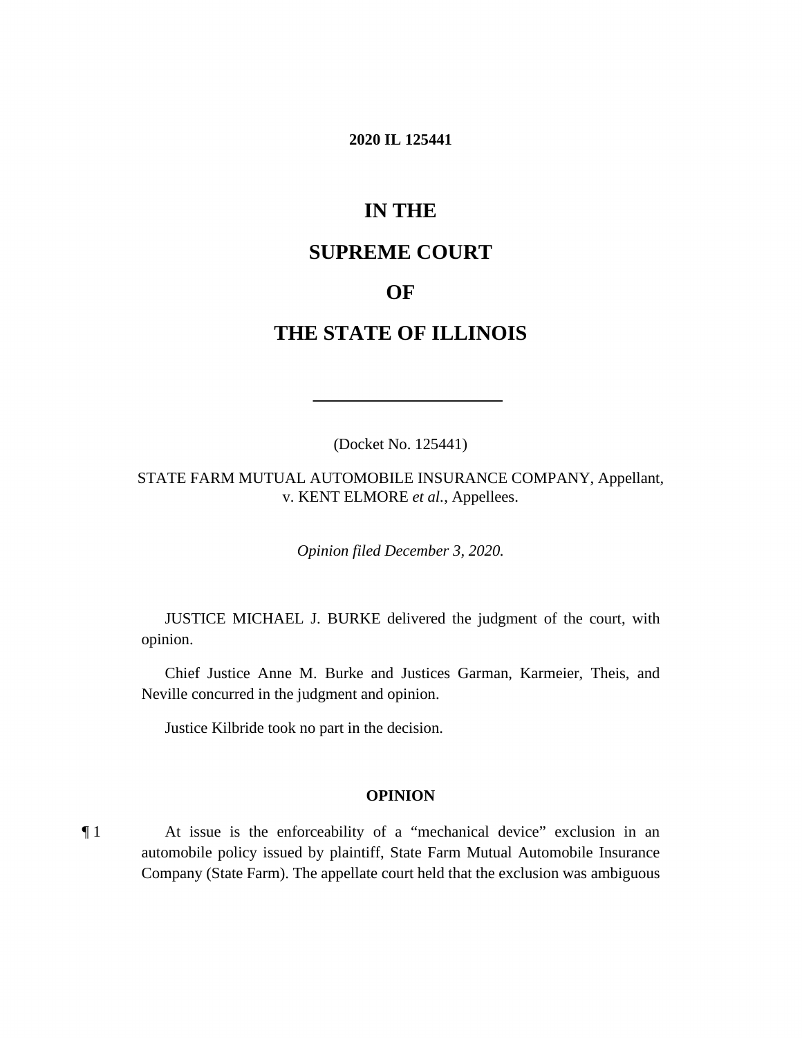**2020 IL 125441**

# IN THE SUPREME COURT OF THE STATE OF ILLINOIS

---

(Docket No. 125441)

STATE FARM MUTUAL AUTOMOBILE INSURANCE COMPANY, Appellant, v. KENT ELMORE *et al.*, Appellees.

*Opinion filed December 3, 2020.*

JUSTICE MICHAEL J. BURKE delivered the judgment of the court, with opinion.

Chief Justice Anne M. Burke and Justices Garman, Karmeier, Theis, and Neville concurred in the judgment and opinion.

Justice Kilbride took no part in the decision.

## OPINION

¶ 1 At issue is the enforceability of a "mechanical device" exclusion in an automobile policy issued by plaintiff, State Farm Mutual Automobile Insurance Company (State Farm). The appellate court held that the exclusion was ambiguous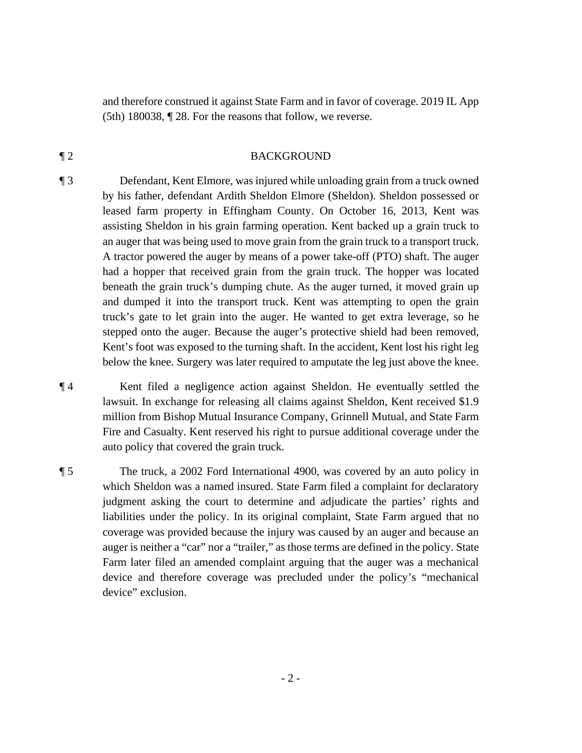and therefore construed it against State Farm and in favor of coverage. 2019 IL App (5th) 180038, ¶ 28. For the reasons that follow, we reverse.

¶ 2 BACKGROUND

¶ 3 Defendant, Kent Elmore, was injured while unloading grain from a truck owned by his father, defendant Ardith Sheldon Elmore (Sheldon). Sheldon possessed or leased farm property in Effingham County. On October 16, 2013, Kent was assisting Sheldon in his grain farming operation. Kent backed up a grain truck to an auger that was being used to move grain from the grain truck to a transport truck. A tractor powered the auger by means of a power take-off (PTO) shaft. The auger had a hopper that received grain from the grain truck. The hopper was located beneath the grain truck's dumping chute. As the auger turned, it moved grain up and dumped it into the transport truck. Kent was attempting to open the grain truck's gate to let grain into the auger. He wanted to get extra leverage, so he stepped onto the auger. Because the auger's protective shield had been removed, Kent's foot was exposed to the turning shaft. In the accident, Kent lost his right leg below the knee. Surgery was later required to amputate the leg just above the knee.

¶ 4 Kent filed a negligence action against Sheldon. He eventually settled the lawsuit. In exchange for releasing all claims against Sheldon, Kent received $1.9 million from Bishop Mutual Insurance Company, Grinnell Mutual, and State Farm Fire and Casualty. Kent reserved his right to pursue additional coverage under the auto policy that covered the grain truck.

¶ 5 The truck, a 2002 Ford International 4900, was covered by an auto policy in which Sheldon was a named insured. State Farm filed a complaint for declaratory judgment asking the court to determine and adjudicate the parties' rights and liabilities under the policy. In its original complaint, State Farm argued that no coverage was provided because the injury was caused by an auger and because an auger is neither a "car" nor a "trailer," as those terms are defined in the policy. State Farm later filed an amended complaint arguing that the auger was a mechanical device and therefore coverage was precluded under the policy's "mechanical device" exclusion.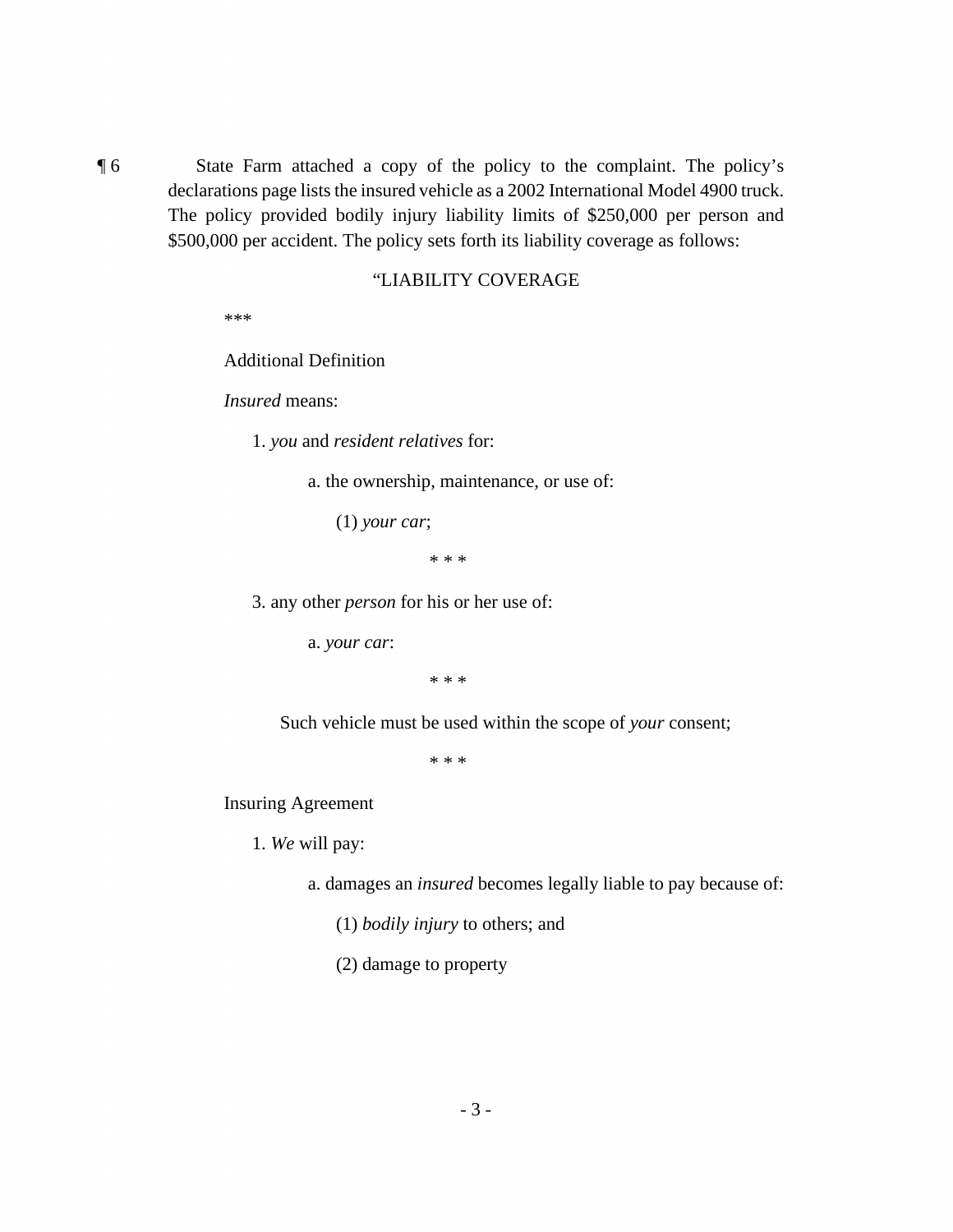¶ 6 State Farm attached a copy of the policy to the complaint. The policy's declarations page lists the insured vehicle as a 2002 International Model 4900 truck. The policy provided bodily injury liability limits of $250,000 per person and $500,000 per accident. The policy sets forth its liability coverage as follows:

"LIABILITY COVERAGE

\*\*\*

Additional Definition

*Insured* means:

1. *you* and *resident relatives* for:

   a. the ownership, maintenance, or use of:

      (1) *your car*;

* * *

3. any other *person* for his or her use of:

   a. *your car*:

* * *

Such vehicle must be used within the scope of *your* consent;

* * *

Insuring Agreement

1. *We* will pay:

   a. damages an *insured* becomes legally liable to pay because of:

      (1) *bodily injury* to others; and

      (2) damage to property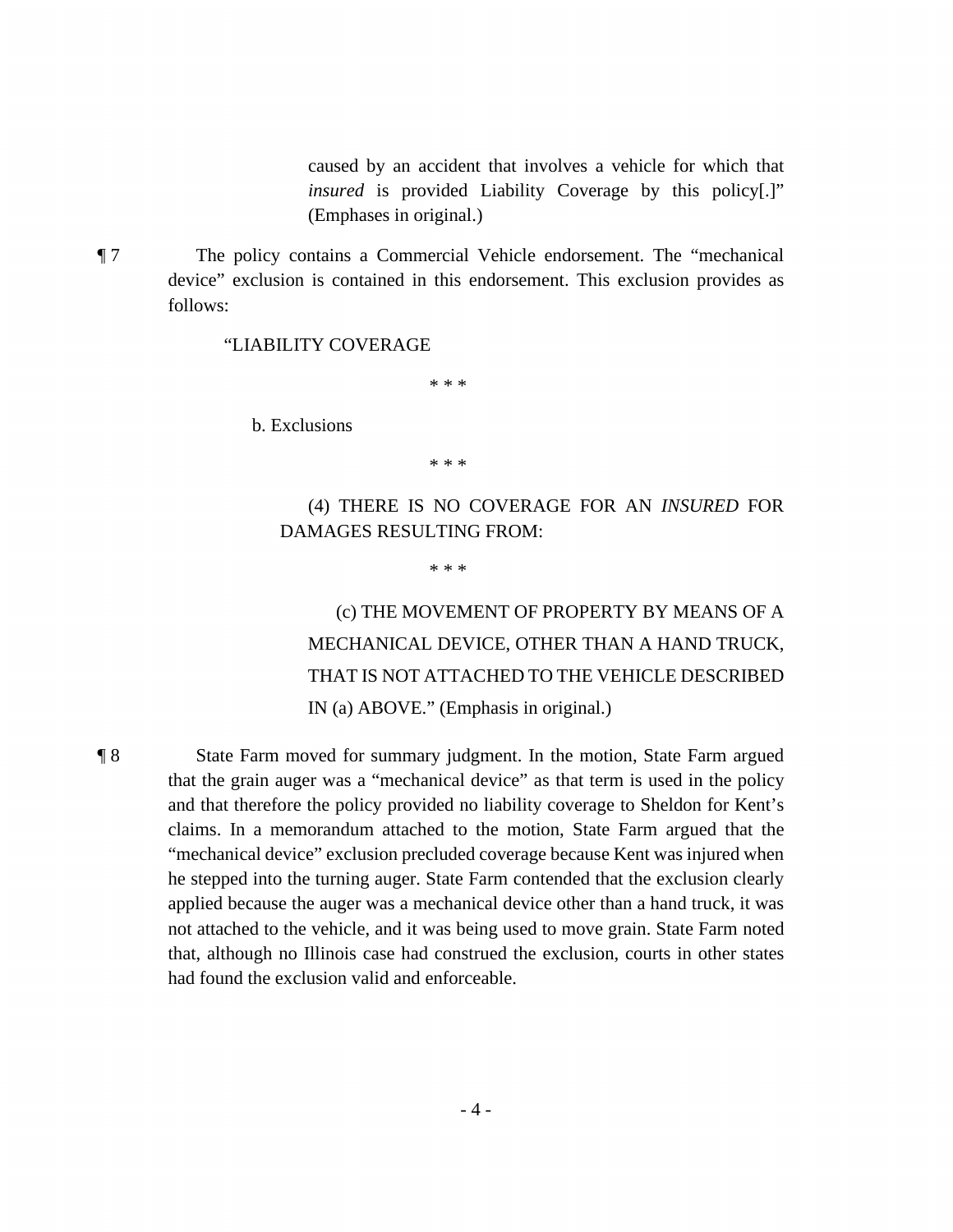> caused by an accident that involves a vehicle for which that *insured* is provided Liability Coverage by this policy[.]" (Emphases in original.)

¶ 7 The policy contains a Commercial Vehicle endorsement. The "mechanical device" exclusion is contained in this endorsement. This exclusion provides as follows:

> "LIABILITY COVERAGE
>
> \* \* \*
>
> b. Exclusions
>
> \* \* \*
>
> (4) THERE IS NO COVERAGE FOR AN *INSURED* FOR DAMAGES RESULTING FROM:
>
> \* \* \*
>
> (c) THE MOVEMENT OF PROPERTY BY MEANS OF A MECHANICAL DEVICE, OTHER THAN A HAND TRUCK, THAT IS NOT ATTACHED TO THE VEHICLE DESCRIBED IN (a) ABOVE." (Emphasis in original.)

¶ 8 State Farm moved for summary judgment. In the motion, State Farm argued that the grain auger was a "mechanical device" as that term is used in the policy and that therefore the policy provided no liability coverage to Sheldon for Kent's claims. In a memorandum attached to the motion, State Farm argued that the "mechanical device" exclusion precluded coverage because Kent was injured when he stepped into the turning auger. State Farm contended that the exclusion clearly applied because the auger was a mechanical device other than a hand truck, it was not attached to the vehicle, and it was being used to move grain. State Farm noted that, although no Illinois case had construed the exclusion, courts in other states had found the exclusion valid and enforceable.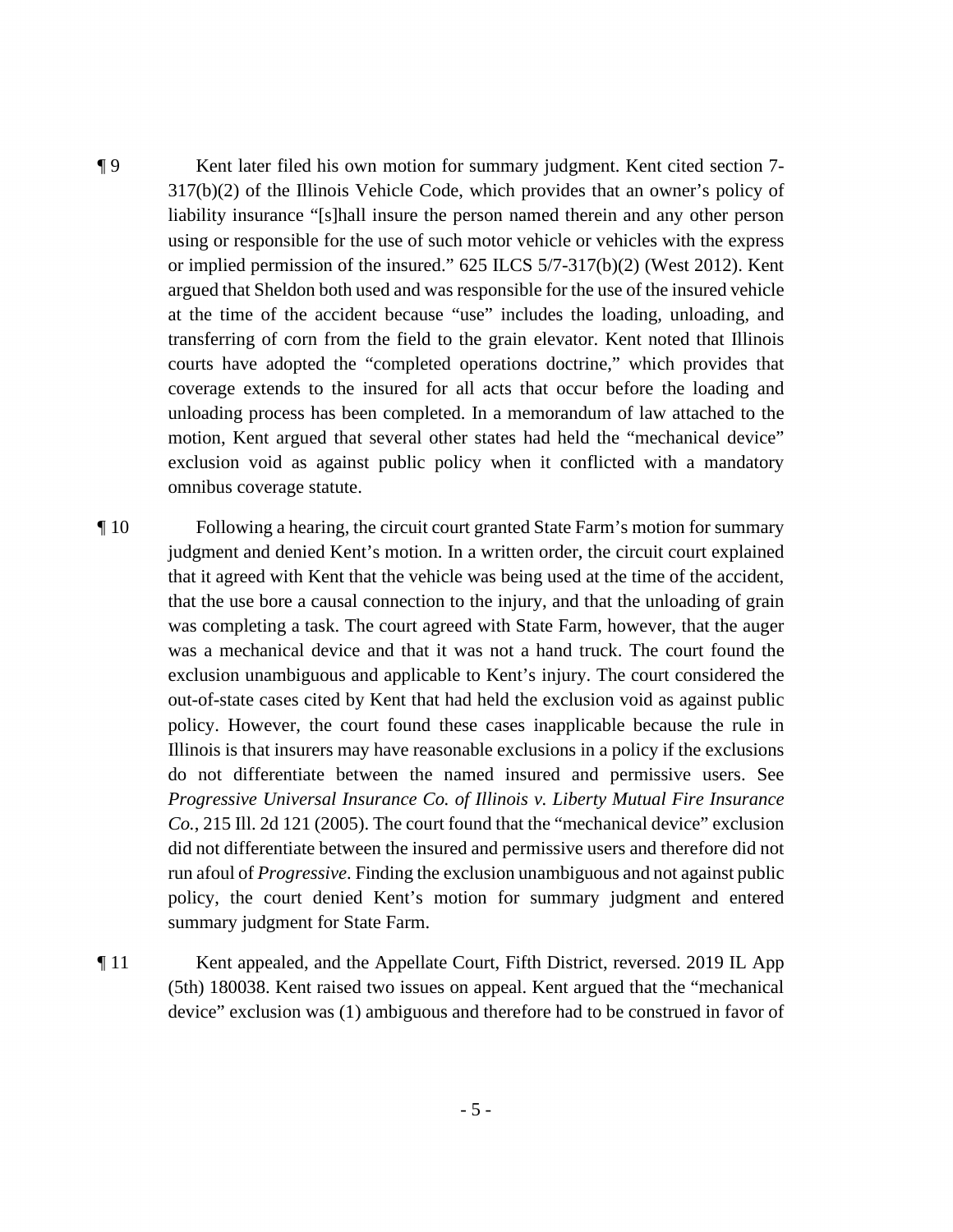¶ 9 Kent later filed his own motion for summary judgment. Kent cited section 7-317(b)(2) of the Illinois Vehicle Code, which provides that an owner's policy of liability insurance "[s]hall insure the person named therein and any other person using or responsible for the use of such motor vehicle or vehicles with the express or implied permission of the insured." 625 ILCS 5/7-317(b)(2) (West 2012). Kent argued that Sheldon both used and was responsible for the use of the insured vehicle at the time of the accident because "use" includes the loading, unloading, and transferring of corn from the field to the grain elevator. Kent noted that Illinois courts have adopted the "completed operations doctrine," which provides that coverage extends to the insured for all acts that occur before the loading and unloading process has been completed. In a memorandum of law attached to the motion, Kent argued that several other states had held the "mechanical device" exclusion void as against public policy when it conflicted with a mandatory omnibus coverage statute.

¶ 10 Following a hearing, the circuit court granted State Farm's motion for summary judgment and denied Kent's motion. In a written order, the circuit court explained that it agreed with Kent that the vehicle was being used at the time of the accident, that the use bore a causal connection to the injury, and that the unloading of grain was completing a task. The court agreed with State Farm, however, that the auger was a mechanical device and that it was not a hand truck. The court found the exclusion unambiguous and applicable to Kent's injury. The court considered the out-of-state cases cited by Kent that had held the exclusion void as against public policy. However, the court found these cases inapplicable because the rule in Illinois is that insurers may have reasonable exclusions in a policy if the exclusions do not differentiate between the named insured and permissive users. See *Progressive Universal Insurance Co. of Illinois v. Liberty Mutual Fire Insurance Co.*, 215 Ill. 2d 121 (2005). The court found that the "mechanical device" exclusion did not differentiate between the insured and permissive users and therefore did not run afoul of *Progressive*. Finding the exclusion unambiguous and not against public policy, the court denied Kent's motion for summary judgment and entered summary judgment for State Farm.

¶ 11 Kent appealed, and the Appellate Court, Fifth District, reversed. 2019 IL App (5th) 180038. Kent raised two issues on appeal. Kent argued that the "mechanical device" exclusion was (1) ambiguous and therefore had to be construed in favor of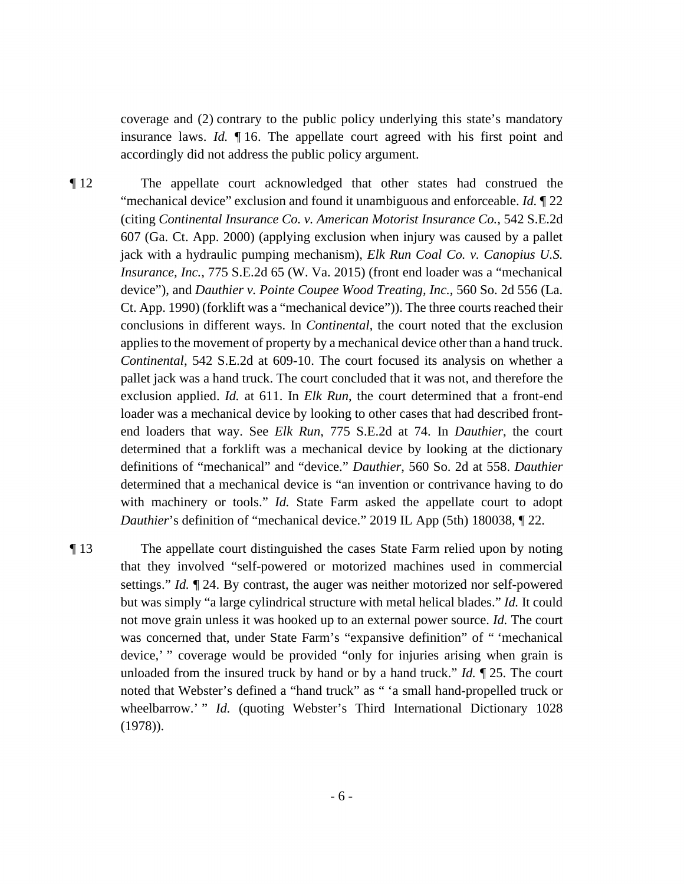coverage and (2) contrary to the public policy underlying this state's mandatory insurance laws. *Id.* ¶ 16. The appellate court agreed with his first point and accordingly did not address the public policy argument.

¶ 12 The appellate court acknowledged that other states had construed the "mechanical device" exclusion and found it unambiguous and enforceable. *Id.* ¶ 22 (citing *Continental Insurance Co. v. American Motorist Insurance Co.*, 542 S.E.2d 607 (Ga. Ct. App. 2000) (applying exclusion when injury was caused by a pallet jack with a hydraulic pumping mechanism), *Elk Run Coal Co. v. Canopius U.S. Insurance, Inc.*, 775 S.E.2d 65 (W. Va. 2015) (front end loader was a "mechanical device"), and *Dauthier v. Pointe Coupee Wood Treating, Inc.*, 560 So. 2d 556 (La. Ct. App. 1990) (forklift was a "mechanical device")). The three courts reached their conclusions in different ways. In *Continental*, the court noted that the exclusion applies to the movement of property by a mechanical device other than a hand truck. *Continental*, 542 S.E.2d at 609-10. The court focused its analysis on whether a pallet jack was a hand truck. The court concluded that it was not, and therefore the exclusion applied. *Id.* at 611. In *Elk Run*, the court determined that a front-end loader was a mechanical device by looking to other cases that had described front-end loaders that way. See *Elk Run*, 775 S.E.2d at 74. In *Dauthier*, the court determined that a forklift was a mechanical device by looking at the dictionary definitions of "mechanical" and "device." *Dauthier*, 560 So. 2d at 558. *Dauthier* determined that a mechanical device is "an invention or contrivance having to do with machinery or tools." *Id.* State Farm asked the appellate court to adopt *Dauthier*'s definition of "mechanical device." 2019 IL App (5th) 180038, ¶ 22.

¶ 13 The appellate court distinguished the cases State Farm relied upon by noting that they involved "self-powered or motorized machines used in commercial settings." *Id.* ¶ 24. By contrast, the auger was neither motorized nor self-powered but was simply "a large cylindrical structure with metal helical blades." *Id.* It could not move grain unless it was hooked up to an external power source. *Id.* The court was concerned that, under State Farm's "expansive definition" of " 'mechanical device,' " coverage would be provided "only for injuries arising when grain is unloaded from the insured truck by hand or by a hand truck." *Id.* ¶ 25. The court noted that Webster's defined a "hand truck" as " 'a small hand-propelled truck or wheelbarrow.' " *Id.* (quoting Webster's Third International Dictionary 1028 (1978)).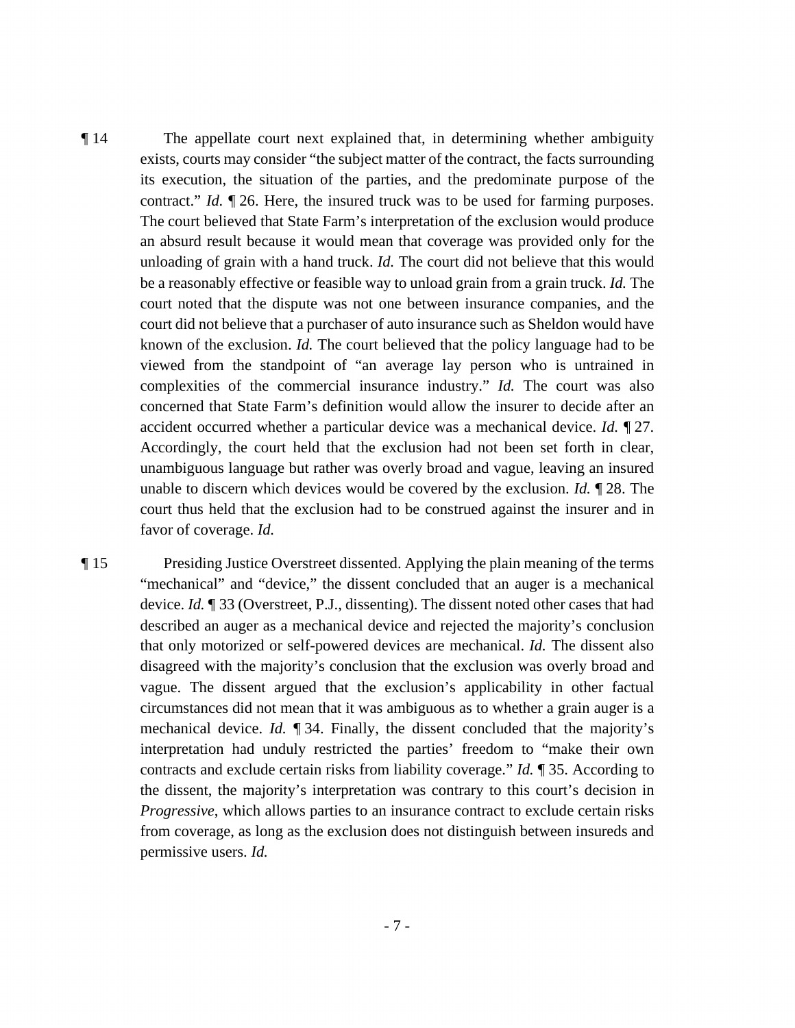¶ 14 The appellate court next explained that, in determining whether ambiguity exists, courts may consider "the subject matter of the contract, the facts surrounding its execution, the situation of the parties, and the predominate purpose of the contract." *Id.* ¶ 26. Here, the insured truck was to be used for farming purposes. The court believed that State Farm's interpretation of the exclusion would produce an absurd result because it would mean that coverage was provided only for the unloading of grain with a hand truck. *Id.* The court did not believe that this would be a reasonably effective or feasible way to unload grain from a grain truck. *Id.* The court noted that the dispute was not one between insurance companies, and the court did not believe that a purchaser of auto insurance such as Sheldon would have known of the exclusion. *Id.* The court believed that the policy language had to be viewed from the standpoint of "an average lay person who is untrained in complexities of the commercial insurance industry." *Id.* The court was also concerned that State Farm's definition would allow the insurer to decide after an accident occurred whether a particular device was a mechanical device. *Id.* ¶ 27. Accordingly, the court held that the exclusion had not been set forth in clear, unambiguous language but rather was overly broad and vague, leaving an insured unable to discern which devices would be covered by the exclusion. *Id.* ¶ 28. The court thus held that the exclusion had to be construed against the insurer and in favor of coverage. *Id.*

¶ 15 Presiding Justice Overstreet dissented. Applying the plain meaning of the terms "mechanical" and "device," the dissent concluded that an auger is a mechanical device. *Id.* ¶ 33 (Overstreet, P.J., dissenting). The dissent noted other cases that had described an auger as a mechanical device and rejected the majority's conclusion that only motorized or self-powered devices are mechanical. *Id.* The dissent also disagreed with the majority's conclusion that the exclusion was overly broad and vague. The dissent argued that the exclusion's applicability in other factual circumstances did not mean that it was ambiguous as to whether a grain auger is a mechanical device. *Id.* ¶ 34. Finally, the dissent concluded that the majority's interpretation had unduly restricted the parties' freedom to "make their own contracts and exclude certain risks from liability coverage." *Id.* ¶ 35. According to the dissent, the majority's interpretation was contrary to this court's decision in *Progressive*, which allows parties to an insurance contract to exclude certain risks from coverage, as long as the exclusion does not distinguish between insureds and permissive users. *Id.*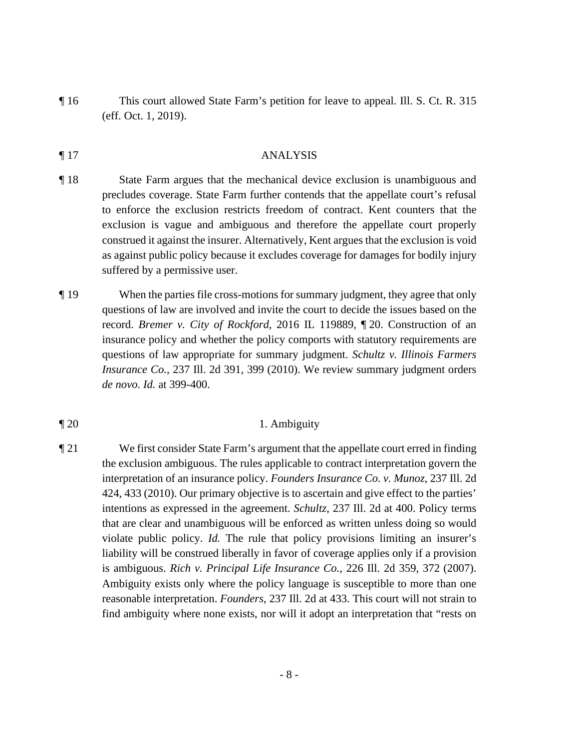¶ 16 This court allowed State Farm's petition for leave to appeal. Ill. S. Ct. R. 315 (eff. Oct. 1, 2019).

## ¶ 17 ANALYSIS

¶ 18 State Farm argues that the mechanical device exclusion is unambiguous and precludes coverage. State Farm further contends that the appellate court's refusal to enforce the exclusion restricts freedom of contract. Kent counters that the exclusion is vague and ambiguous and therefore the appellate court properly construed it against the insurer. Alternatively, Kent argues that the exclusion is void as against public policy because it excludes coverage for damages for bodily injury suffered by a permissive user.

¶ 19 When the parties file cross-motions for summary judgment, they agree that only questions of law are involved and invite the court to decide the issues based on the record. *Bremer v. City of Rockford*, 2016 IL 119889, ¶ 20. Construction of an insurance policy and whether the policy comports with statutory requirements are questions of law appropriate for summary judgment. *Schultz v. Illinois Farmers Insurance Co.*, 237 Ill. 2d 391, 399 (2010). We review summary judgment orders *de novo*. *Id.* at 399-400.

### ¶ 20 1. Ambiguity

¶ 21 We first consider State Farm's argument that the appellate court erred in finding the exclusion ambiguous. The rules applicable to contract interpretation govern the interpretation of an insurance policy. *Founders Insurance Co. v. Munoz*, 237 Ill. 2d 424, 433 (2010). Our primary objective is to ascertain and give effect to the parties' intentions as expressed in the agreement. *Schultz*, 237 Ill. 2d at 400. Policy terms that are clear and unambiguous will be enforced as written unless doing so would violate public policy. *Id.* The rule that policy provisions limiting an insurer's liability will be construed liberally in favor of coverage applies only if a provision is ambiguous. *Rich v. Principal Life Insurance Co.*, 226 Ill. 2d 359, 372 (2007). Ambiguity exists only where the policy language is susceptible to more than one reasonable interpretation. *Founders*, 237 Ill. 2d at 433. This court will not strain to find ambiguity where none exists, nor will it adopt an interpretation that "rests on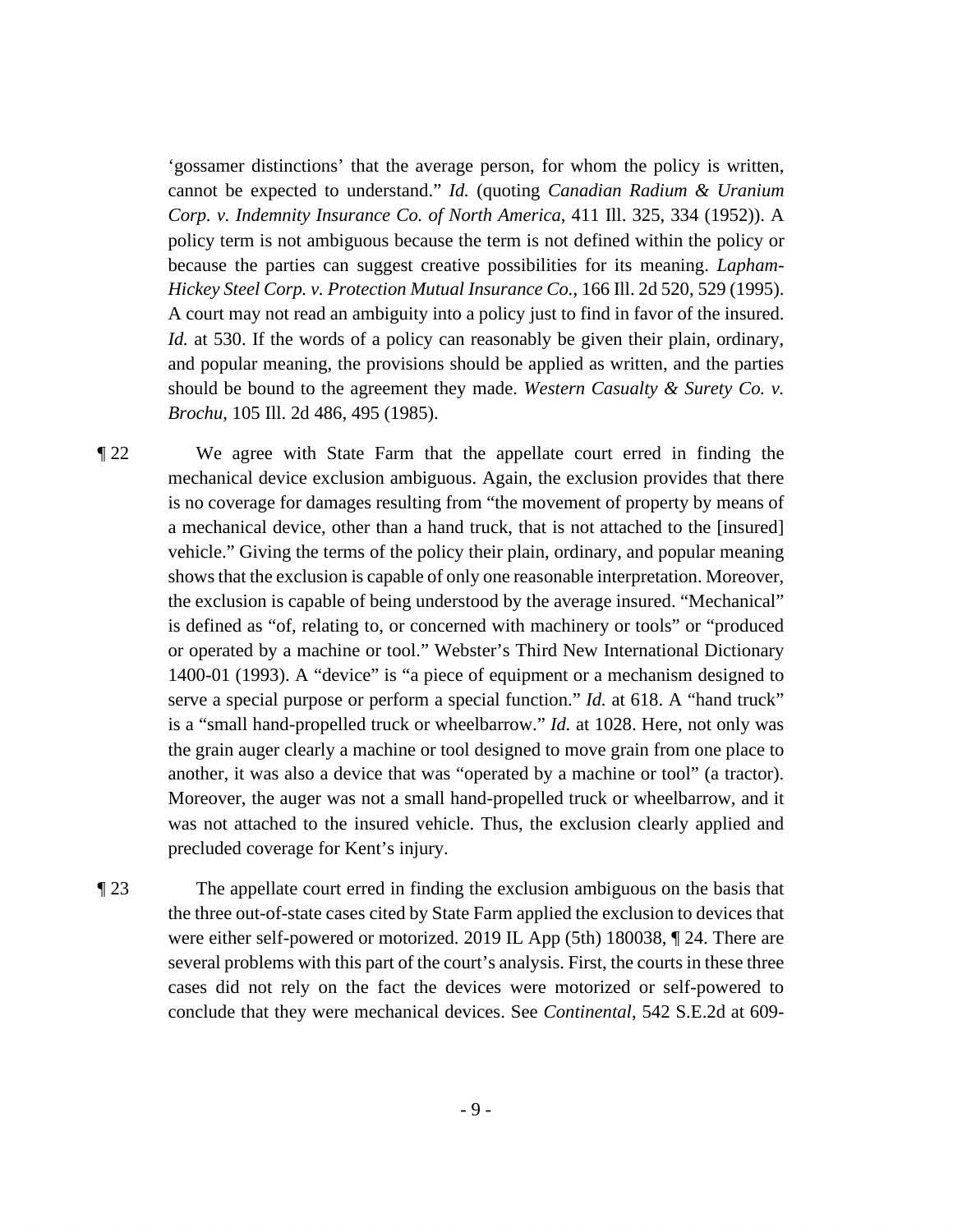'gossamer distinctions' that the average person, for whom the policy is written, cannot be expected to understand." *Id.* (quoting *Canadian Radium & Uranium Corp. v. Indemnity Insurance Co. of North America*, 411 Ill. 325, 334 (1952)). A policy term is not ambiguous because the term is not defined within the policy or because the parties can suggest creative possibilities for its meaning. *Lapham-Hickey Steel Corp. v. Protection Mutual Insurance Co.*, 166 Ill. 2d 520, 529 (1995). A court may not read an ambiguity into a policy just to find in favor of the insured. *Id.* at 530. If the words of a policy can reasonably be given their plain, ordinary, and popular meaning, the provisions should be applied as written, and the parties should be bound to the agreement they made. *Western Casualty & Surety Co. v. Brochu*, 105 Ill. 2d 486, 495 (1985).

¶ 22 We agree with State Farm that the appellate court erred in finding the mechanical device exclusion ambiguous. Again, the exclusion provides that there is no coverage for damages resulting from "the movement of property by means of a mechanical device, other than a hand truck, that is not attached to the [insured] vehicle." Giving the terms of the policy their plain, ordinary, and popular meaning shows that the exclusion is capable of only one reasonable interpretation. Moreover, the exclusion is capable of being understood by the average insured. "Mechanical" is defined as "of, relating to, or concerned with machinery or tools" or "produced or operated by a machine or tool." Webster's Third New International Dictionary 1400-01 (1993). A "device" is "a piece of equipment or a mechanism designed to serve a special purpose or perform a special function." *Id.* at 618. A "hand truck" is a "small hand-propelled truck or wheelbarrow." *Id.* at 1028. Here, not only was the grain auger clearly a machine or tool designed to move grain from one place to another, it was also a device that was "operated by a machine or tool" (a tractor). Moreover, the auger was not a small hand-propelled truck or wheelbarrow, and it was not attached to the insured vehicle. Thus, the exclusion clearly applied and precluded coverage for Kent's injury.

¶ 23 The appellate court erred in finding the exclusion ambiguous on the basis that the three out-of-state cases cited by State Farm applied the exclusion to devices that were either self-powered or motorized. 2019 IL App (5th) 180038, ¶ 24. There are several problems with this part of the court's analysis. First, the courts in these three cases did not rely on the fact the devices were motorized or self-powered to conclude that they were mechanical devices. See *Continental*, 542 S.E.2d at 609-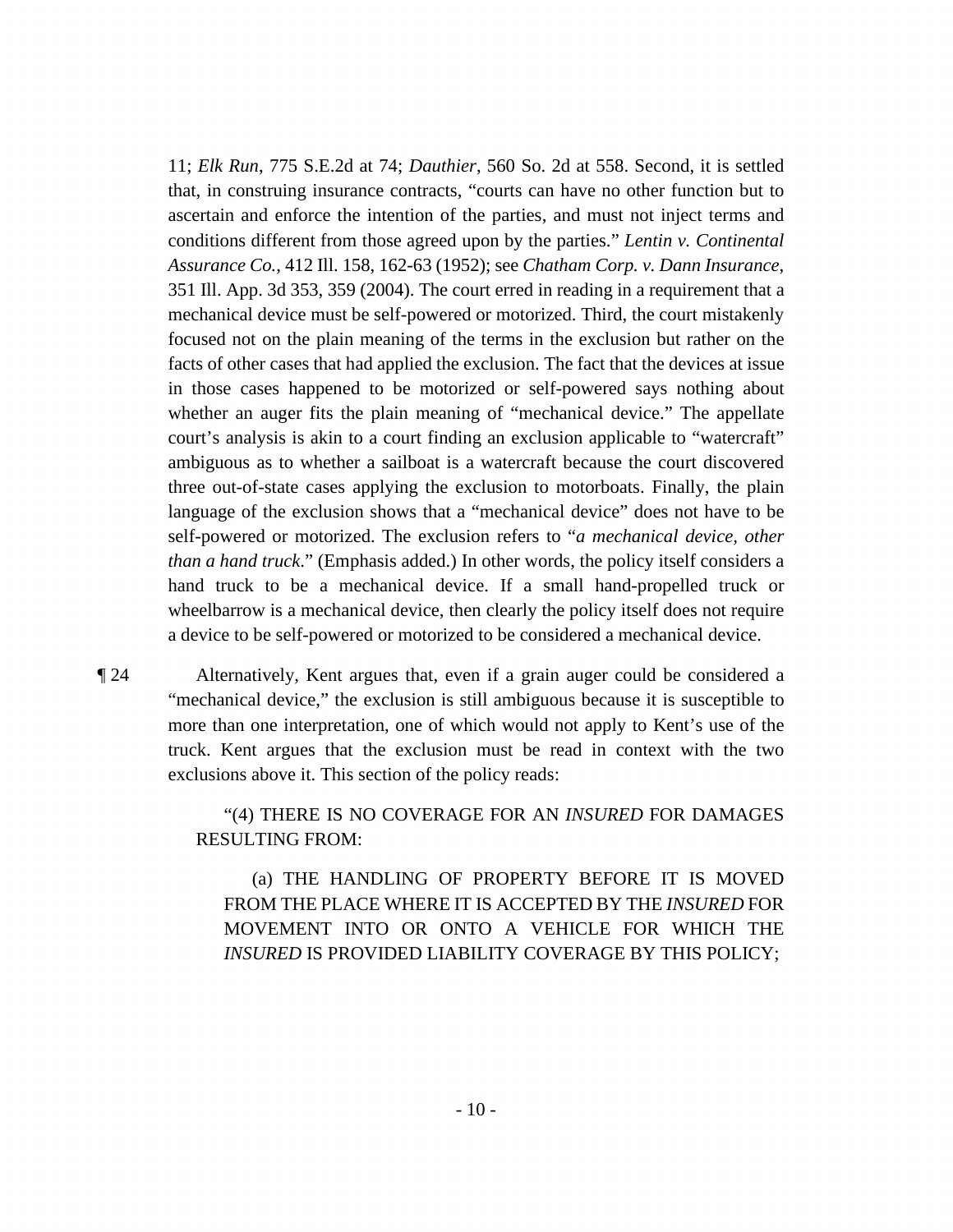11; *Elk Run*, 775 S.E.2d at 74; *Dauthier*, 560 So. 2d at 558. Second, it is settled that, in construing insurance contracts, "courts can have no other function but to ascertain and enforce the intention of the parties, and must not inject terms and conditions different from those agreed upon by the parties." *Lentin v. Continental Assurance Co.*, 412 Ill. 158, 162-63 (1952); see *Chatham Corp. v. Dann Insurance*, 351 Ill. App. 3d 353, 359 (2004). The court erred in reading in a requirement that a mechanical device must be self-powered or motorized. Third, the court mistakenly focused not on the plain meaning of the terms in the exclusion but rather on the facts of other cases that had applied the exclusion. The fact that the devices at issue in those cases happened to be motorized or self-powered says nothing about whether an auger fits the plain meaning of "mechanical device." The appellate court's analysis is akin to a court finding an exclusion applicable to "watercraft" ambiguous as to whether a sailboat is a watercraft because the court discovered three out-of-state cases applying the exclusion to motorboats. Finally, the plain language of the exclusion shows that a "mechanical device" does not have to be self-powered or motorized. The exclusion refers to "*a mechanical device, other than a hand truck*." (Emphasis added.) In other words, the policy itself considers a hand truck to be a mechanical device. If a small hand-propelled truck or wheelbarrow is a mechanical device, then clearly the policy itself does not require a device to be self-powered or motorized to be considered a mechanical device.

¶ 24 Alternatively, Kent argues that, even if a grain auger could be considered a "mechanical device," the exclusion is still ambiguous because it is susceptible to more than one interpretation, one of which would not apply to Kent's use of the truck. Kent argues that the exclusion must be read in context with the two exclusions above it. This section of the policy reads:

> "(4) THERE IS NO COVERAGE FOR AN *INSURED* FOR DAMAGES RESULTING FROM:
>
> (a) THE HANDLING OF PROPERTY BEFORE IT IS MOVED FROM THE PLACE WHERE IT IS ACCEPTED BY THE *INSURED* FOR MOVEMENT INTO OR ONTO A VEHICLE FOR WHICH THE *INSURED* IS PROVIDED LIABILITY COVERAGE BY THIS POLICY;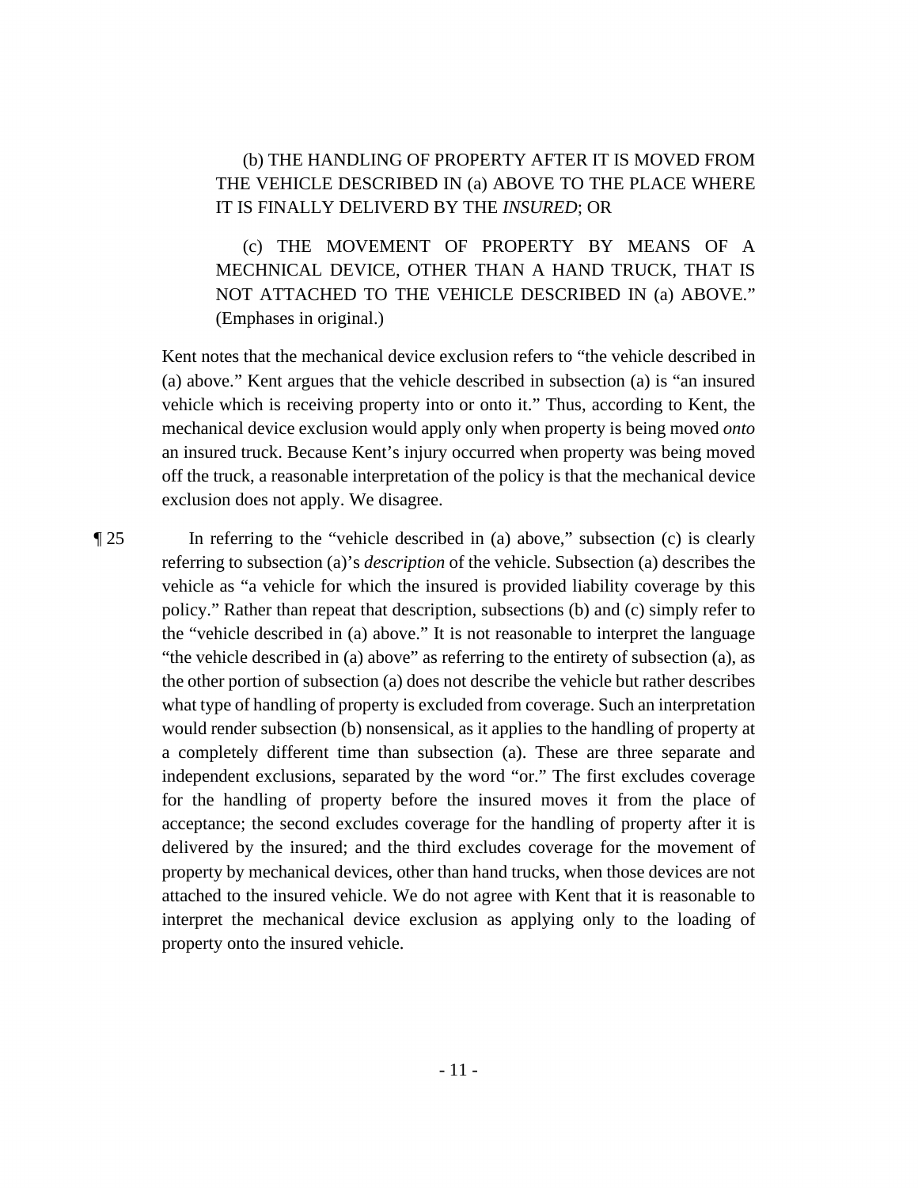(b) THE HANDLING OF PROPERTY AFTER IT IS MOVED FROM THE VEHICLE DESCRIBED IN (a) ABOVE TO THE PLACE WHERE IT IS FINALLY DELIVERD BY THE *INSURED*; OR

(c) THE MOVEMENT OF PROPERTY BY MEANS OF A MECHNICAL DEVICE, OTHER THAN A HAND TRUCK, THAT IS NOT ATTACHED TO THE VEHICLE DESCRIBED IN (a) ABOVE." (Emphases in original.)

Kent notes that the mechanical device exclusion refers to "the vehicle described in (a) above." Kent argues that the vehicle described in subsection (a) is "an insured vehicle which is receiving property into or onto it." Thus, according to Kent, the mechanical device exclusion would apply only when property is being moved *onto* an insured truck. Because Kent's injury occurred when property was being moved off the truck, a reasonable interpretation of the policy is that the mechanical device exclusion does not apply. We disagree.

¶ 25 In referring to the "vehicle described in (a) above," subsection (c) is clearly referring to subsection (a)'s *description* of the vehicle. Subsection (a) describes the vehicle as "a vehicle for which the insured is provided liability coverage by this policy." Rather than repeat that description, subsections (b) and (c) simply refer to the "vehicle described in (a) above." It is not reasonable to interpret the language "the vehicle described in (a) above" as referring to the entirety of subsection (a), as the other portion of subsection (a) does not describe the vehicle but rather describes what type of handling of property is excluded from coverage. Such an interpretation would render subsection (b) nonsensical, as it applies to the handling of property at a completely different time than subsection (a). These are three separate and independent exclusions, separated by the word "or." The first excludes coverage for the handling of property before the insured moves it from the place of acceptance; the second excludes coverage for the handling of property after it is delivered by the insured; and the third excludes coverage for the movement of property by mechanical devices, other than hand trucks, when those devices are not attached to the insured vehicle. We do not agree with Kent that it is reasonable to interpret the mechanical device exclusion as applying only to the loading of property onto the insured vehicle.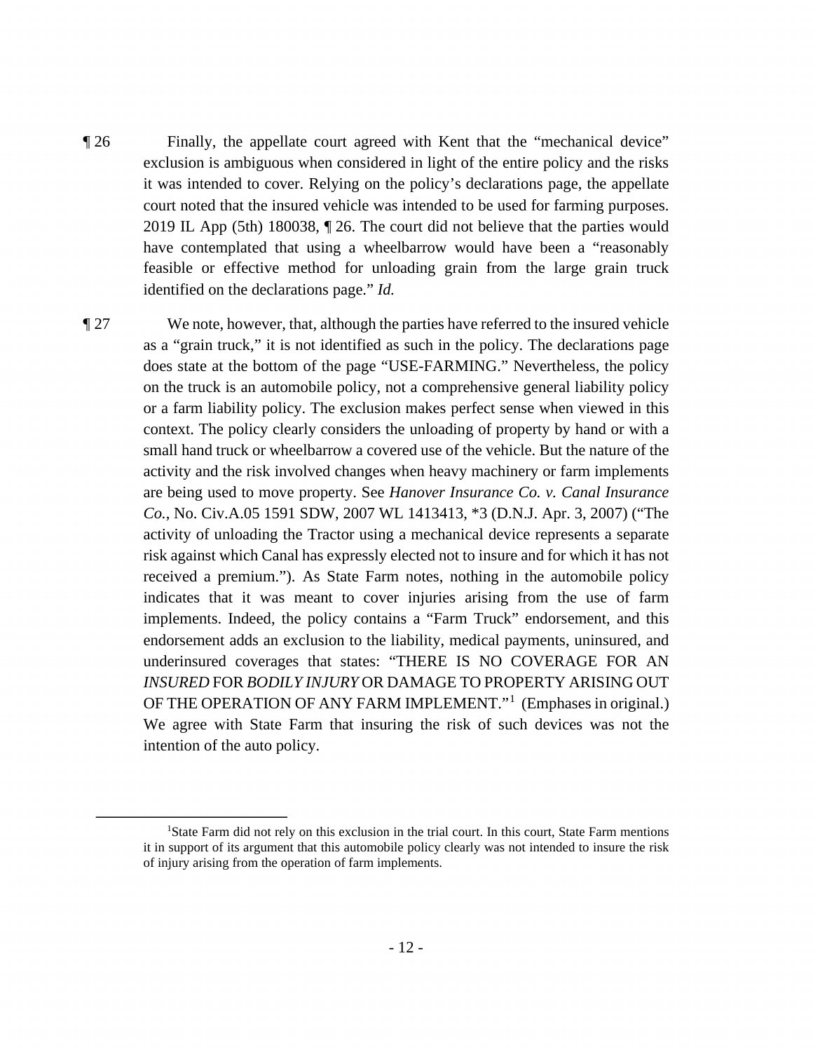¶ 26 Finally, the appellate court agreed with Kent that the "mechanical device" exclusion is ambiguous when considered in light of the entire policy and the risks it was intended to cover. Relying on the policy's declarations page, the appellate court noted that the insured vehicle was intended to be used for farming purposes. 2019 IL App (5th) 180038, ¶ 26. The court did not believe that the parties would have contemplated that using a wheelbarrow would have been a "reasonably feasible or effective method for unloading grain from the large grain truck identified on the declarations page." *Id.*

¶ 27 We note, however, that, although the parties have referred to the insured vehicle as a "grain truck," it is not identified as such in the policy. The declarations page does state at the bottom of the page "USE-FARMING." Nevertheless, the policy on the truck is an automobile policy, not a comprehensive general liability policy or a farm liability policy. The exclusion makes perfect sense when viewed in this context. The policy clearly considers the unloading of property by hand or with a small hand truck or wheelbarrow a covered use of the vehicle. But the nature of the activity and the risk involved changes when heavy machinery or farm implements are being used to move property. See *Hanover Insurance Co. v. Canal Insurance Co.*, No. Civ.A.05 1591 SDW, 2007 WL 1413413, \*3 (D.N.J. Apr. 3, 2007) ("The activity of unloading the Tractor using a mechanical device represents a separate risk against which Canal has expressly elected not to insure and for which it has not received a premium."). As State Farm notes, nothing in the automobile policy indicates that it was meant to cover injuries arising from the use of farm implements. Indeed, the policy contains a "Farm Truck" endorsement, and this endorsement adds an exclusion to the liability, medical payments, uninsured, and underinsured coverages that states: "THERE IS NO COVERAGE FOR AN *INSURED* FOR *BODILY INJURY* OR DAMAGE TO PROPERTY ARISING OUT OF THE OPERATION OF ANY FARM IMPLEMENT."[1] (Emphases in original.) We agree with State Farm that insuring the risk of such devices was not the intention of the auto policy.

[1] State Farm did not rely on this exclusion in the trial court. In this court, State Farm mentions it in support of its argument that this automobile policy clearly was not intended to insure the risk of injury arising from the operation of farm implements.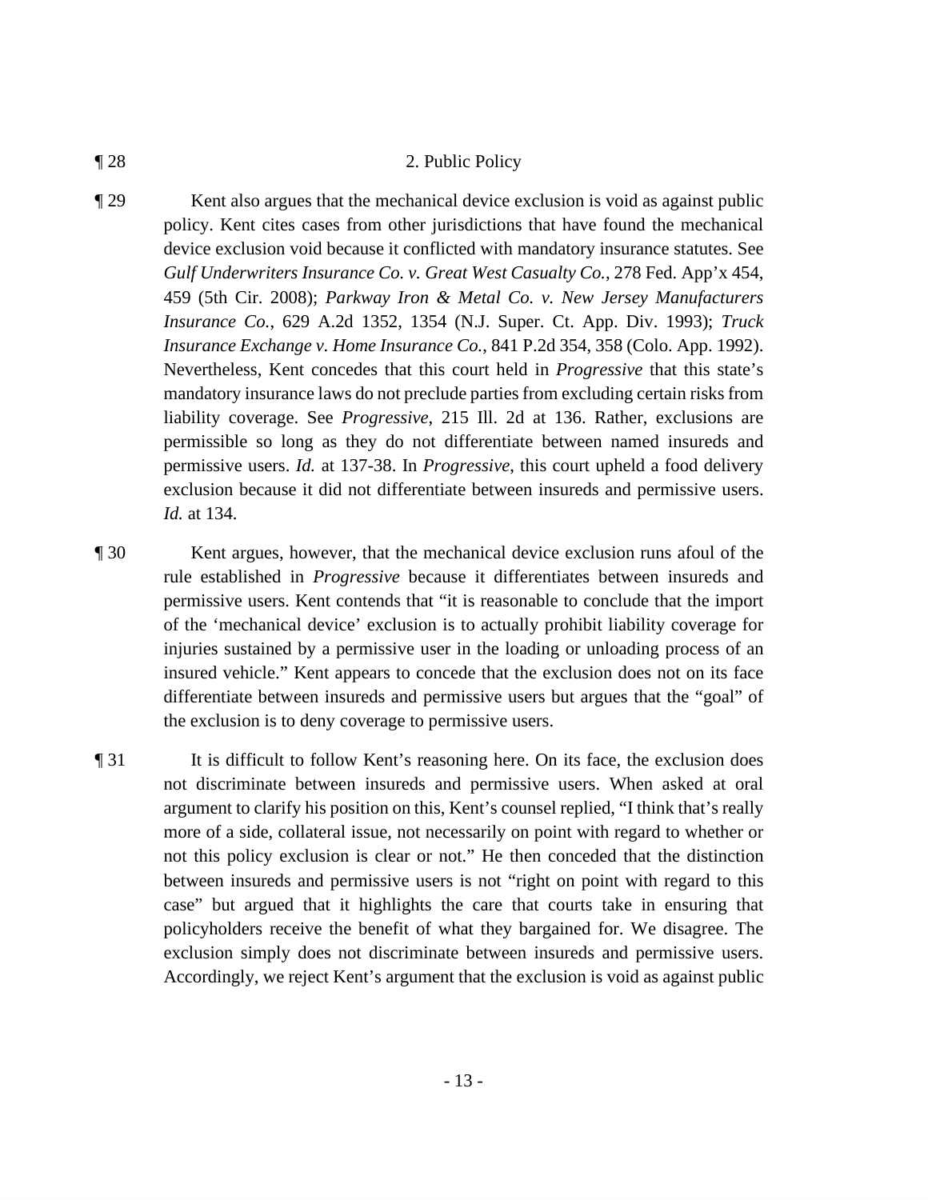¶ 28 2. Public Policy

¶ 29 Kent also argues that the mechanical device exclusion is void as against public policy. Kent cites cases from other jurisdictions that have found the mechanical device exclusion void because it conflicted with mandatory insurance statutes. See *Gulf Underwriters Insurance Co. v. Great West Casualty Co.*, 278 Fed. App'x 454, 459 (5th Cir. 2008); *Parkway Iron & Metal Co. v. New Jersey Manufacturers Insurance Co.*, 629 A.2d 1352, 1354 (N.J. Super. Ct. App. Div. 1993); *Truck Insurance Exchange v. Home Insurance Co.*, 841 P.2d 354, 358 (Colo. App. 1992). Nevertheless, Kent concedes that this court held in *Progressive* that this state's mandatory insurance laws do not preclude parties from excluding certain risks from liability coverage. See *Progressive*, 215 Ill. 2d at 136. Rather, exclusions are permissible so long as they do not differentiate between named insureds and permissive users. *Id.* at 137-38. In *Progressive*, this court upheld a food delivery exclusion because it did not differentiate between insureds and permissive users. *Id.* at 134.

¶ 30 Kent argues, however, that the mechanical device exclusion runs afoul of the rule established in *Progressive* because it differentiates between insureds and permissive users. Kent contends that "it is reasonable to conclude that the import of the 'mechanical device' exclusion is to actually prohibit liability coverage for injuries sustained by a permissive user in the loading or unloading process of an insured vehicle." Kent appears to concede that the exclusion does not on its face differentiate between insureds and permissive users but argues that the "goal" of the exclusion is to deny coverage to permissive users.

¶ 31 It is difficult to follow Kent's reasoning here. On its face, the exclusion does not discriminate between insureds and permissive users. When asked at oral argument to clarify his position on this, Kent's counsel replied, "I think that's really more of a side, collateral issue, not necessarily on point with regard to whether or not this policy exclusion is clear or not." He then conceded that the distinction between insureds and permissive users is not "right on point with regard to this case" but argued that it highlights the care that courts take in ensuring that policyholders receive the benefit of what they bargained for. We disagree. The exclusion simply does not discriminate between insureds and permissive users. Accordingly, we reject Kent's argument that the exclusion is void as against public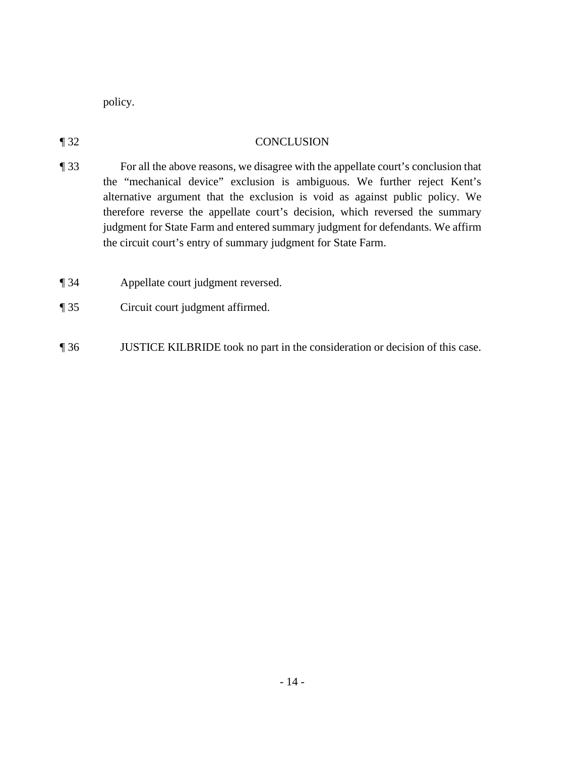policy.

¶ 32 CONCLUSION

¶ 33 For all the above reasons, we disagree with the appellate court's conclusion that the "mechanical device" exclusion is ambiguous. We further reject Kent's alternative argument that the exclusion is void as against public policy. We therefore reverse the appellate court's decision, which reversed the summary judgment for State Farm and entered summary judgment for defendants. We affirm the circuit court's entry of summary judgment for State Farm.

¶ 34 Appellate court judgment reversed.

¶ 35 Circuit court judgment affirmed.

¶ 36 JUSTICE KILBRIDE took no part in the consideration or decision of this case.